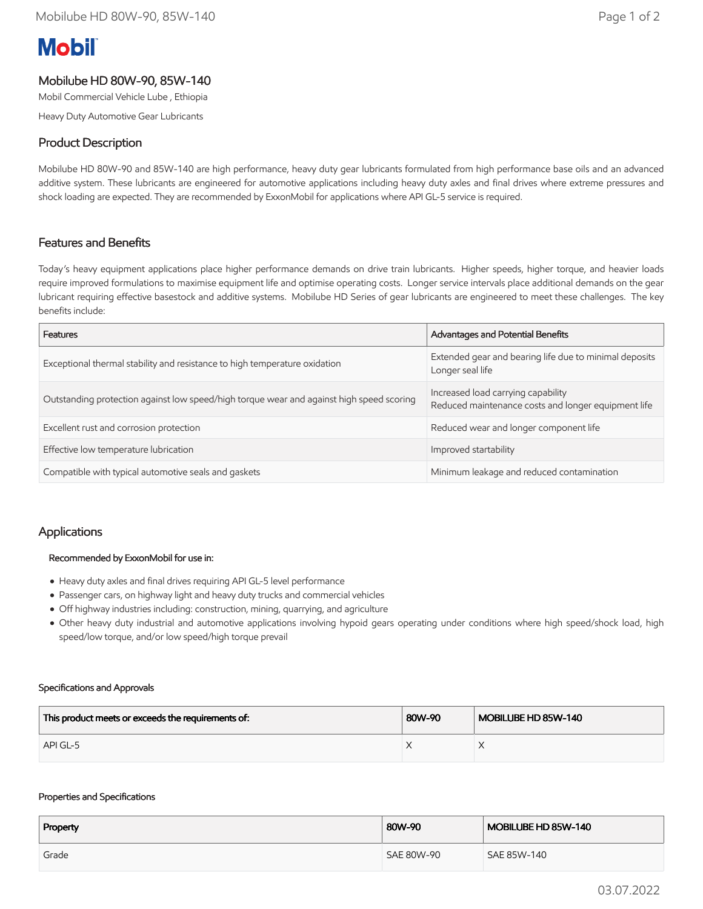Mobil

# Mobilube HD 80W-90, 85W-140

Mobil Commercial Vehicle Lube , Ethiopia

Heavy Duty Automotive Gear Lubricants

## Product Description

Mobilube HD 80W-90 and 85W-140 are high performance, heavy duty gear lubricants formulated from high performance base oils and an advanced additive system. These lubricants are engineered for automotive applications including heavy duty axles and final drives where extreme pressures and shock loading are expected. They are recommended by ExxonMobil for applications where API GL-5 service is required.

## Features and Benefits

Today's heavy equipment applications place higher performance demands on drive train lubricants. Higher speeds, higher torque, and heavier loads require improved formulations to maximise equipment life and optimise operating costs. Longer service intervals place additional demands on the gear lubricant requiring effective basestock and additive systems. Mobilube HD Series of gear lubricants are engineered to meet these challenges. The key benefits include:

| Features | Advantages and Potential Benefits |
|---|---|
| Exceptional thermal stability and resistance to high temperature oxidation | Extended gear and bearing life due to minimal deposits<br>Longer seal life |
| Outstanding protection against low speed/high torque wear and against high speed scoring | Increased load carrying capability<br>Reduced maintenance costs and longer equipment life |
| Excellent rust and corrosion protection | Reduced wear and longer component life |
| Effective low temperature lubrication | Improved startability |
| Compatible with typical automotive seals and gaskets | Minimum leakage and reduced contamination |

## Applications

**Recommended by ExxonMobil for use in:**

- Heavy duty axles and final drives requiring API GL-5 level performance
- Passenger cars, on highway light and heavy duty trucks and commercial vehicles
- Off highway industries including: construction, mining, quarrying, and agriculture
- Other heavy duty industrial and automotive applications involving hypoid gears operating under conditions where high speed/shock load, high speed/low torque, and/or low speed/high torque prevail

### Specifications and Approvals

| This product meets or exceeds the requirements of: | 80W-90 | MOBILUBE HD 85W-140 |
|---|---|---|
| API GL-5 | X | X |

### Properties and Specifications

| Property | 80W-90 | MOBILUBE HD 85W-140 |
|---|---|---|
| Grade | SAE 80W-90 | SAE 85W-140 |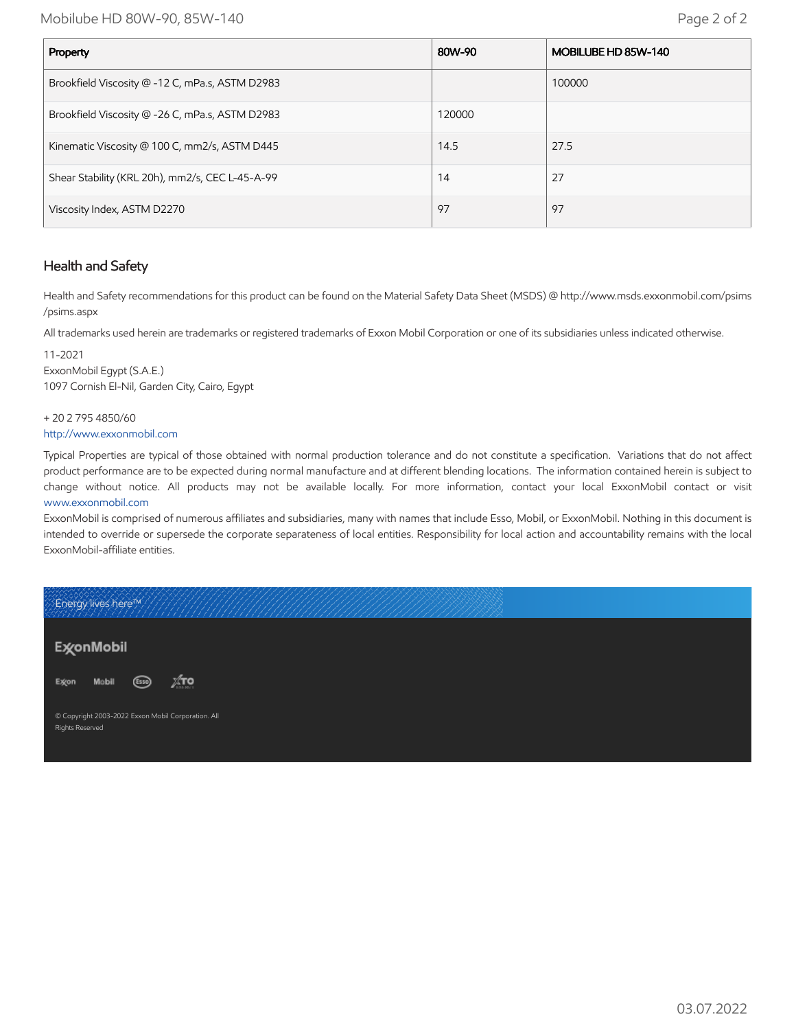| Property | 80W-90 | MOBILUBE HD 85W-140 |
|---|---|---|
| Brookfield Viscosity @ -12 C, mPa.s, ASTM D2983 | | 100000 |
| Brookfield Viscosity @ -26 C, mPa.s, ASTM D2983 | 120000 | |
| Kinematic Viscosity @ 100 C, mm2/s, ASTM D445 | 14.5 | 27.5 |
| Shear Stability (KRL 20h), mm2/s, CEC L-45-A-99 | 14 | 27 |
| Viscosity Index, ASTM D2270 | 97 | 97 |

## Health and Safety

Health and Safety recommendations for this product can be found on the Material Safety Data Sheet (MSDS) @ http://www.msds.exxonmobil.com/psims/psims.aspx

All trademarks used herein are trademarks or registered trademarks of Exxon Mobil Corporation or one of its subsidiaries unless indicated otherwise.

11-2021
ExxonMobil Egypt (S.A.E.)
1097 Cornish El-Nil, Garden City, Cairo, Egypt

+ 20 2 795 4850/60
http://www.exxonmobil.com

Typical Properties are typical of those obtained with normal production tolerance and do not constitute a specification. Variations that do not affect product performance are to be expected during normal manufacture and at different blending locations. The information contained herein is subject to change without notice. All products may not be available locally. For more information, contact your local ExxonMobil contact or visit www.exxonmobil.com

ExxonMobil is comprised of numerous affiliates and subsidiaries, many with names that include Esso, Mobil, or ExxonMobil. Nothing in this document is intended to override or supersede the corporate separateness of local entities. Responsibility for local action and accountability remains with the local ExxonMobil-affiliate entities.

Energy lives here™

ExxonMobil

Exxon Mobil Esso XTO

© Copyright 2003-2022 Exxon Mobil Corporation. All Rights Reserved

03.07.2022